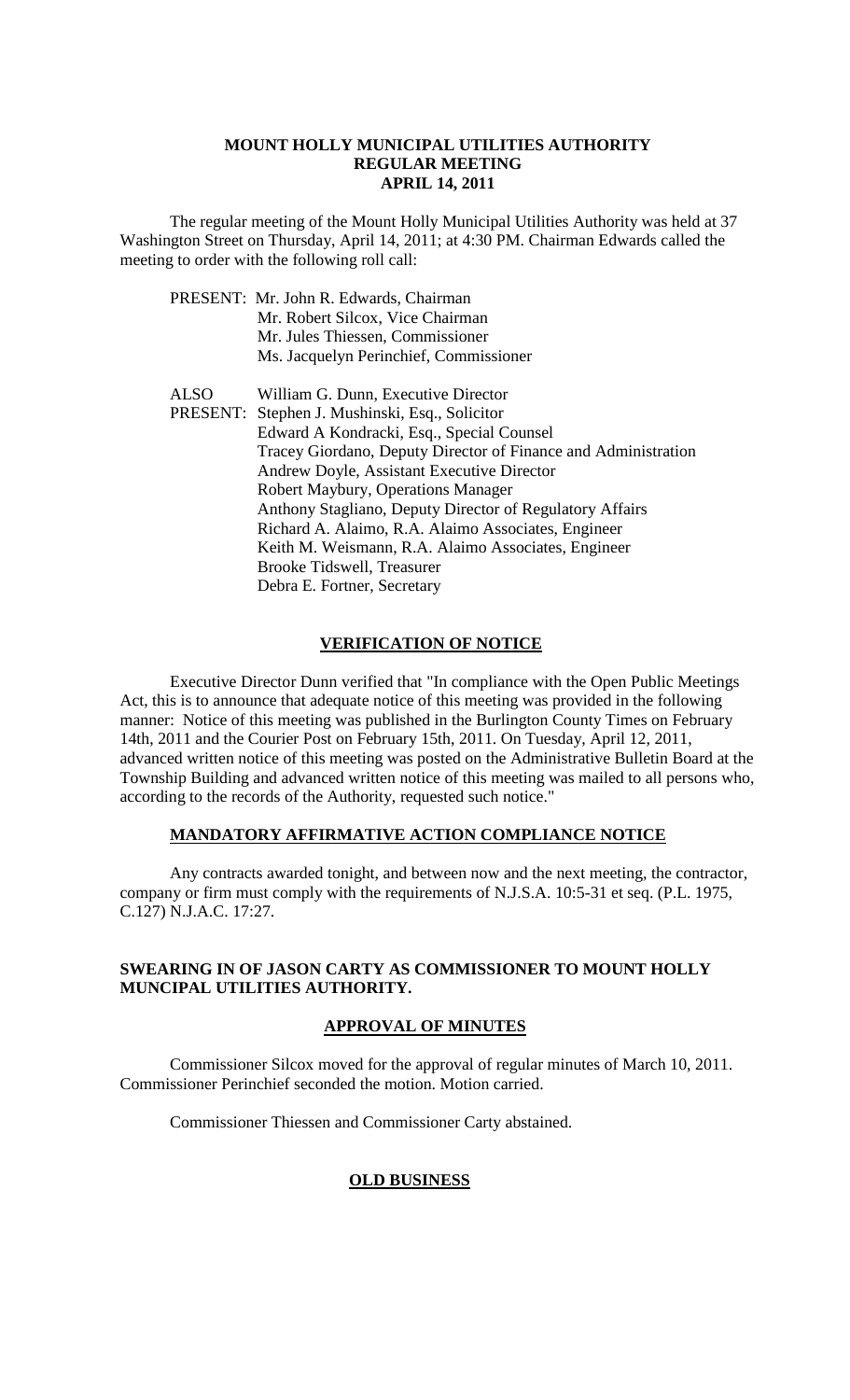# MOUNT HOLLY MUNICIPAL UTILITIES AUTHORITY
## REGULAR MEETING
## APRIL 14, 2011

The regular meeting of the Mount Holly Municipal Utilities Authority was held at 37 Washington Street on Thursday, April 14, 2011; at 4:30 PM. Chairman Edwards called the meeting to order with the following roll call:

PRESENT:
- Mr. John R. Edwards, Chairman
- Mr. Robert Silcox, Vice Chairman
- Mr. Jules Thiessen, Commissioner
- Ms. Jacquelyn Perinchief, Commissioner

ALSO PRESENT:
- William G. Dunn, Executive Director
- Stephen J. Mushinski, Esq., Solicitor
- Edward A Kondracki, Esq., Special Counsel
- Tracey Giordano, Deputy Director of Finance and Administration
- Andrew Doyle, Assistant Executive Director
- Robert Maybury, Operations Manager
- Anthony Stagliano, Deputy Director of Regulatory Affairs
- Richard A. Alaimo, R.A. Alaimo Associates, Engineer
- Keith M. Weismann, R.A. Alaimo Associates, Engineer
- Brooke Tidswell, Treasurer
- Debra E. Fortner, Secretary

## VERIFICATION OF NOTICE

Executive Director Dunn verified that "In compliance with the Open Public Meetings Act, this is to announce that adequate notice of this meeting was provided in the following manner: Notice of this meeting was published in the Burlington County Times on February 14th, 2011 and the Courier Post on February 15th, 2011. On Tuesday, April 12, 2011, advanced written notice of this meeting was posted on the Administrative Bulletin Board at the Township Building and advanced written notice of this meeting was mailed to all persons who, according to the records of the Authority, requested such notice."

## MANDATORY AFFIRMATIVE ACTION COMPLIANCE NOTICE

Any contracts awarded tonight, and between now and the next meeting, the contractor, company or firm must comply with the requirements of N.J.S.A. 10:5-31 et seq. (P.L. 1975, C.127) N.J.A.C. 17:27.

## SWEARING IN OF JASON CARTY AS COMMISSIONER TO MOUNT HOLLY MUNCIPAL UTILITIES AUTHORITY.

## APPROVAL OF MINUTES

Commissioner Silcox moved for the approval of regular minutes of March 10, 2011. Commissioner Perinchief seconded the motion. Motion carried.

Commissioner Thiessen and Commissioner Carty abstained.

## OLD BUSINESS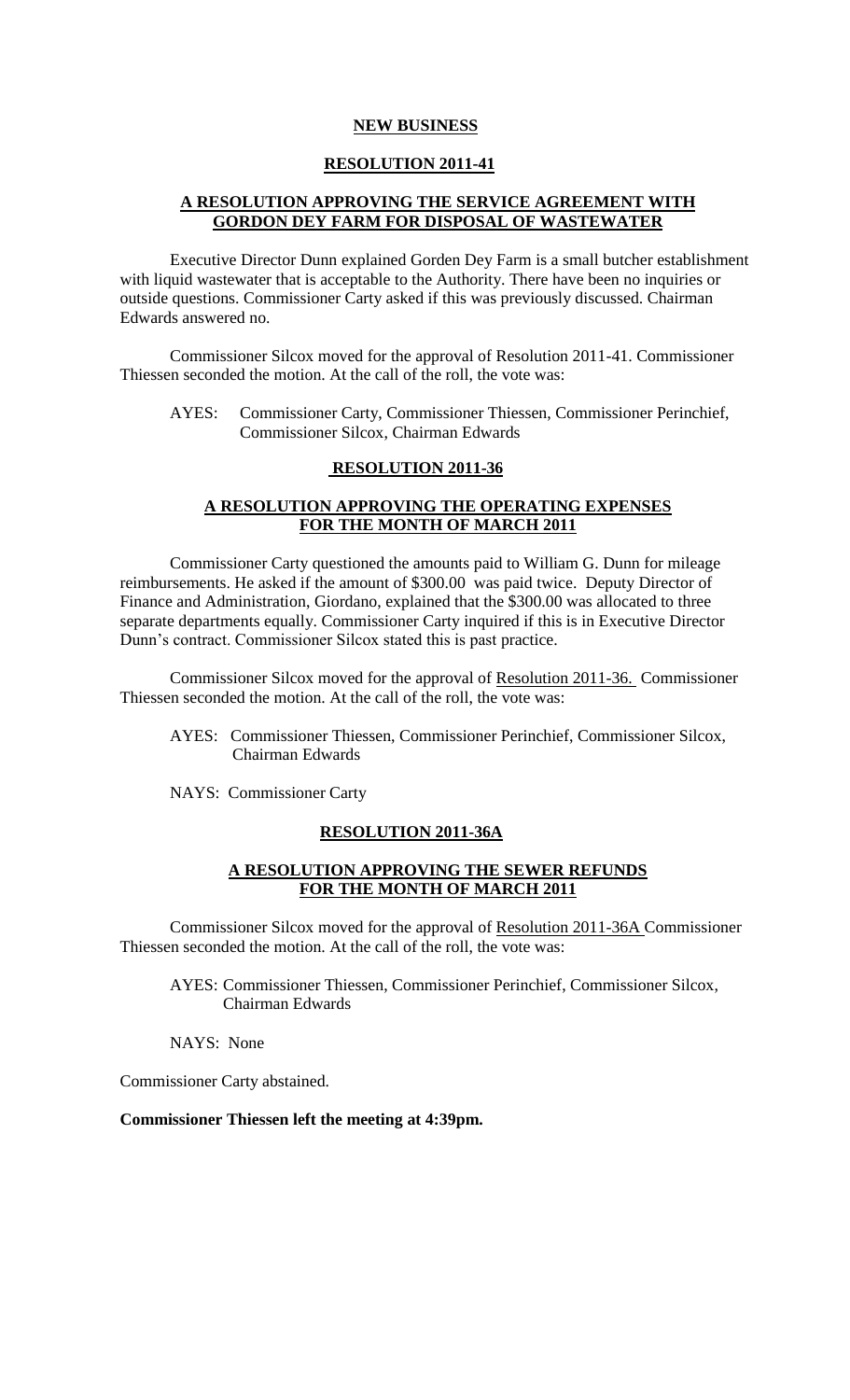## NEW BUSINESS

### RESOLUTION 2011-41

### A RESOLUTION APPROVING THE SERVICE AGREEMENT WITH GORDON DEY FARM FOR DISPOSAL OF WASTEWATER

Executive Director Dunn explained Gorden Dey Farm is a small butcher establishment with liquid wastewater that is acceptable to the Authority. There have been no inquiries or outside questions. Commissioner Carty asked if this was previously discussed. Chairman Edwards answered no.

Commissioner Silcox moved for the approval of Resolution 2011-41. Commissioner Thiessen seconded the motion. At the call of the roll, the vote was:

AYES: Commissioner Carty, Commissioner Thiessen, Commissioner Perinchief, Commissioner Silcox, Chairman Edwards

### RESOLUTION 2011-36

### A RESOLUTION APPROVING THE OPERATING EXPENSES FOR THE MONTH OF MARCH 2011

Commissioner Carty questioned the amounts paid to William G. Dunn for mileage reimbursements. He asked if the amount of $300.00 was paid twice. Deputy Director of Finance and Administration, Giordano, explained that the $300.00 was allocated to three separate departments equally. Commissioner Carty inquired if this is in Executive Director Dunn's contract. Commissioner Silcox stated this is past practice.

Commissioner Silcox moved for the approval of Resolution 2011-36. Commissioner Thiessen seconded the motion. At the call of the roll, the vote was:

AYES: Commissioner Thiessen, Commissioner Perinchief, Commissioner Silcox, Chairman Edwards

NAYS: Commissioner Carty

### RESOLUTION 2011-36A

### A RESOLUTION APPROVING THE SEWER REFUNDS FOR THE MONTH OF MARCH 2011

Commissioner Silcox moved for the approval of Resolution 2011-36A Commissioner Thiessen seconded the motion. At the call of the roll, the vote was:

AYES: Commissioner Thiessen, Commissioner Perinchief, Commissioner Silcox, Chairman Edwards

NAYS: None

Commissioner Carty abstained.

**Commissioner Thiessen left the meeting at 4:39pm.**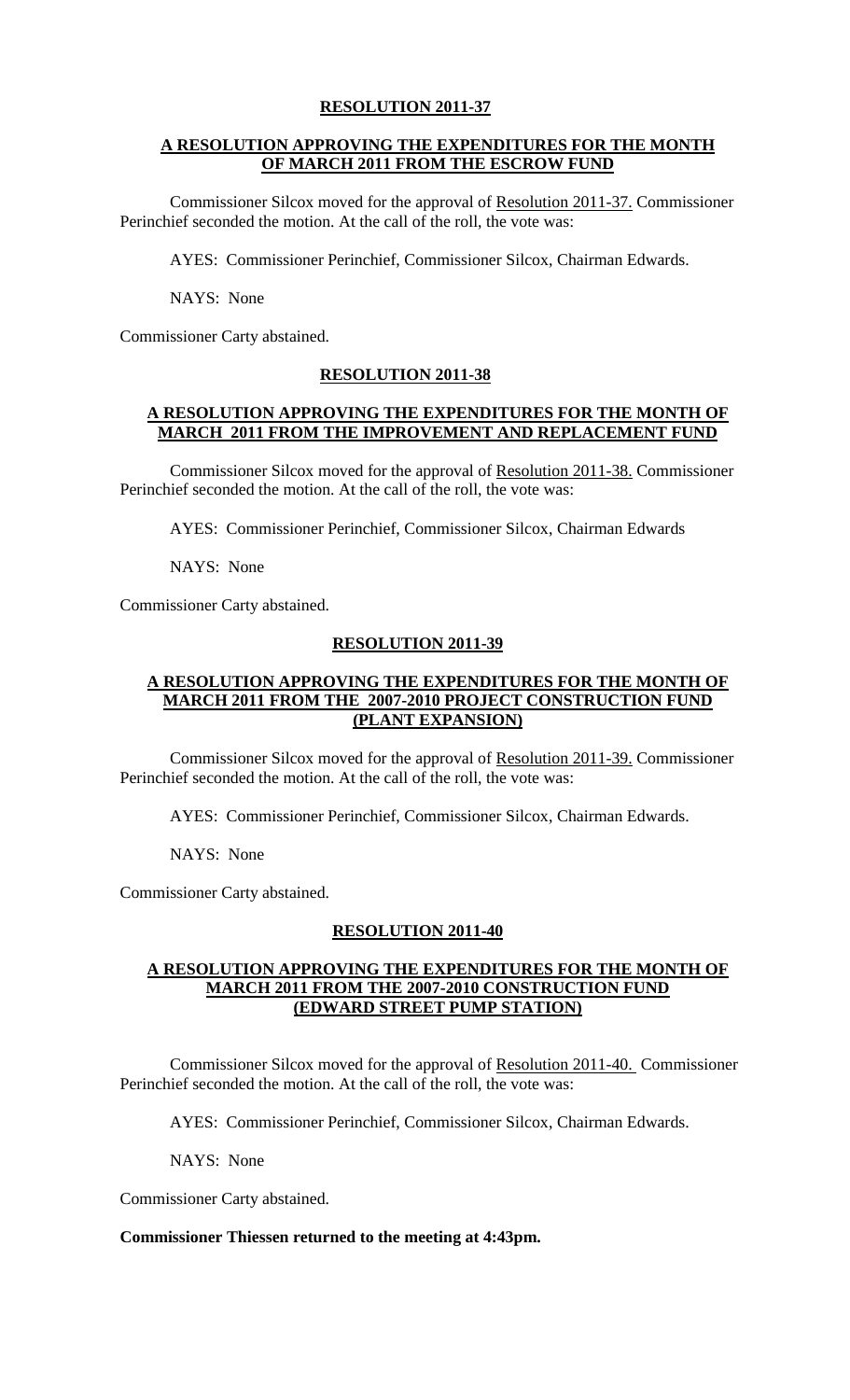## RESOLUTION 2011-37

### A RESOLUTION APPROVING THE EXPENDITURES FOR THE MONTH OF MARCH 2011 FROM THE ESCROW FUND

Commissioner Silcox moved for the approval of Resolution 2011-37. Commissioner Perinchief seconded the motion. At the call of the roll, the vote was:

AYES: Commissioner Perinchief, Commissioner Silcox, Chairman Edwards.

NAYS: None

Commissioner Carty abstained.

## RESOLUTION 2011-38

### A RESOLUTION APPROVING THE EXPENDITURES FOR THE MONTH OF MARCH 2011 FROM THE IMPROVEMENT AND REPLACEMENT FUND

Commissioner Silcox moved for the approval of Resolution 2011-38. Commissioner Perinchief seconded the motion. At the call of the roll, the vote was:

AYES: Commissioner Perinchief, Commissioner Silcox, Chairman Edwards

NAYS: None

Commissioner Carty abstained.

## RESOLUTION 2011-39

### A RESOLUTION APPROVING THE EXPENDITURES FOR THE MONTH OF MARCH 2011 FROM THE 2007-2010 PROJECT CONSTRUCTION FUND (PLANT EXPANSION)

Commissioner Silcox moved for the approval of Resolution 2011-39. Commissioner Perinchief seconded the motion. At the call of the roll, the vote was:

AYES: Commissioner Perinchief, Commissioner Silcox, Chairman Edwards.

NAYS: None

Commissioner Carty abstained.

## RESOLUTION 2011-40

### A RESOLUTION APPROVING THE EXPENDITURES FOR THE MONTH OF MARCH 2011 FROM THE 2007-2010 CONSTRUCTION FUND (EDWARD STREET PUMP STATION)

Commissioner Silcox moved for the approval of Resolution 2011-40. Commissioner Perinchief seconded the motion. At the call of the roll, the vote was:

AYES: Commissioner Perinchief, Commissioner Silcox, Chairman Edwards.

NAYS: None

Commissioner Carty abstained.

**Commissioner Thiessen returned to the meeting at 4:43pm.**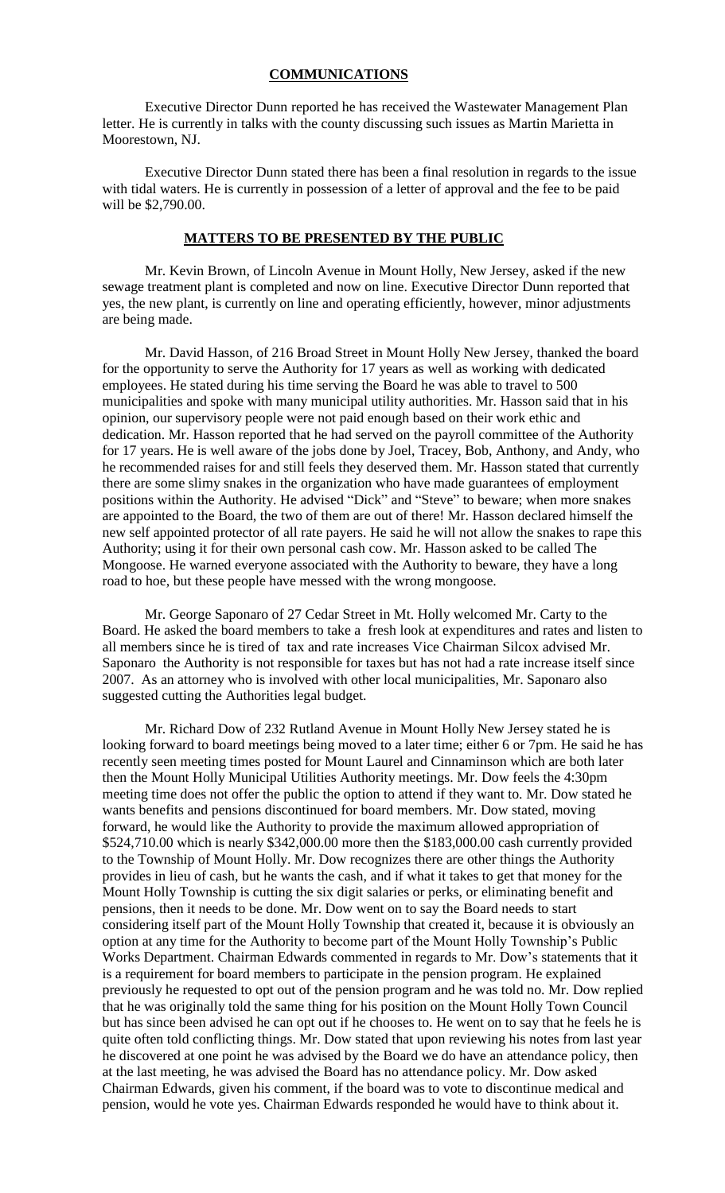## COMMUNICATIONS

Executive Director Dunn reported he has received the Wastewater Management Plan letter. He is currently in talks with the county discussing such issues as Martin Marietta in Moorestown, NJ.

Executive Director Dunn stated there has been a final resolution in regards to the issue with tidal waters. He is currently in possession of a letter of approval and the fee to be paid will be $2,790.00.

## MATTERS TO BE PRESENTED BY THE PUBLIC

Mr. Kevin Brown, of Lincoln Avenue in Mount Holly, New Jersey, asked if the new sewage treatment plant is completed and now on line. Executive Director Dunn reported that yes, the new plant, is currently on line and operating efficiently, however, minor adjustments are being made.

Mr. David Hasson, of 216 Broad Street in Mount Holly New Jersey, thanked the board for the opportunity to serve the Authority for 17 years as well as working with dedicated employees. He stated during his time serving the Board he was able to travel to 500 municipalities and spoke with many municipal utility authorities. Mr. Hasson said that in his opinion, our supervisory people were not paid enough based on their work ethic and dedication. Mr. Hasson reported that he had served on the payroll committee of the Authority for 17 years. He is well aware of the jobs done by Joel, Tracey, Bob, Anthony, and Andy, who he recommended raises for and still feels they deserved them. Mr. Hasson stated that currently there are some slimy snakes in the organization who have made guarantees of employment positions within the Authority. He advised "Dick" and "Steve" to beware; when more snakes are appointed to the Board, the two of them are out of there! Mr. Hasson declared himself the new self appointed protector of all rate payers. He said he will not allow the snakes to rape this Authority; using it for their own personal cash cow. Mr. Hasson asked to be called The Mongoose. He warned everyone associated with the Authority to beware, they have a long road to hoe, but these people have messed with the wrong mongoose.

Mr. George Saponaro of 27 Cedar Street in Mt. Holly welcomed Mr. Carty to the Board. He asked the board members to take a fresh look at expenditures and rates and listen to all members since he is tired of tax and rate increases Vice Chairman Silcox advised Mr. Saponaro the Authority is not responsible for taxes but has not had a rate increase itself since 2007. As an attorney who is involved with other local municipalities, Mr. Saponaro also suggested cutting the Authorities legal budget.

Mr. Richard Dow of 232 Rutland Avenue in Mount Holly New Jersey stated he is looking forward to board meetings being moved to a later time; either 6 or 7pm. He said he has recently seen meeting times posted for Mount Laurel and Cinnaminson which are both later then the Mount Holly Municipal Utilities Authority meetings. Mr. Dow feels the 4:30pm meeting time does not offer the public the option to attend if they want to. Mr. Dow stated he wants benefits and pensions discontinued for board members. Mr. Dow stated, moving forward, he would like the Authority to provide the maximum allowed appropriation of $524,710.00 which is nearly $342,000.00 more then the $183,000.00 cash currently provided to the Township of Mount Holly. Mr. Dow recognizes there are other things the Authority provides in lieu of cash, but he wants the cash, and if what it takes to get that money for the Mount Holly Township is cutting the six digit salaries or perks, or eliminating benefit and pensions, then it needs to be done. Mr. Dow went on to say the Board needs to start considering itself part of the Mount Holly Township that created it, because it is obviously an option at any time for the Authority to become part of the Mount Holly Township's Public Works Department. Chairman Edwards commented in regards to Mr. Dow's statements that it is a requirement for board members to participate in the pension program. He explained previously he requested to opt out of the pension program and he was told no. Mr. Dow replied that he was originally told the same thing for his position on the Mount Holly Town Council but has since been advised he can opt out if he chooses to. He went on to say that he feels he is quite often told conflicting things. Mr. Dow stated that upon reviewing his notes from last year he discovered at one point he was advised by the Board we do have an attendance policy, then at the last meeting, he was advised the Board has no attendance policy. Mr. Dow asked Chairman Edwards, given his comment, if the board was to vote to discontinue medical and pension, would he vote yes. Chairman Edwards responded he would have to think about it.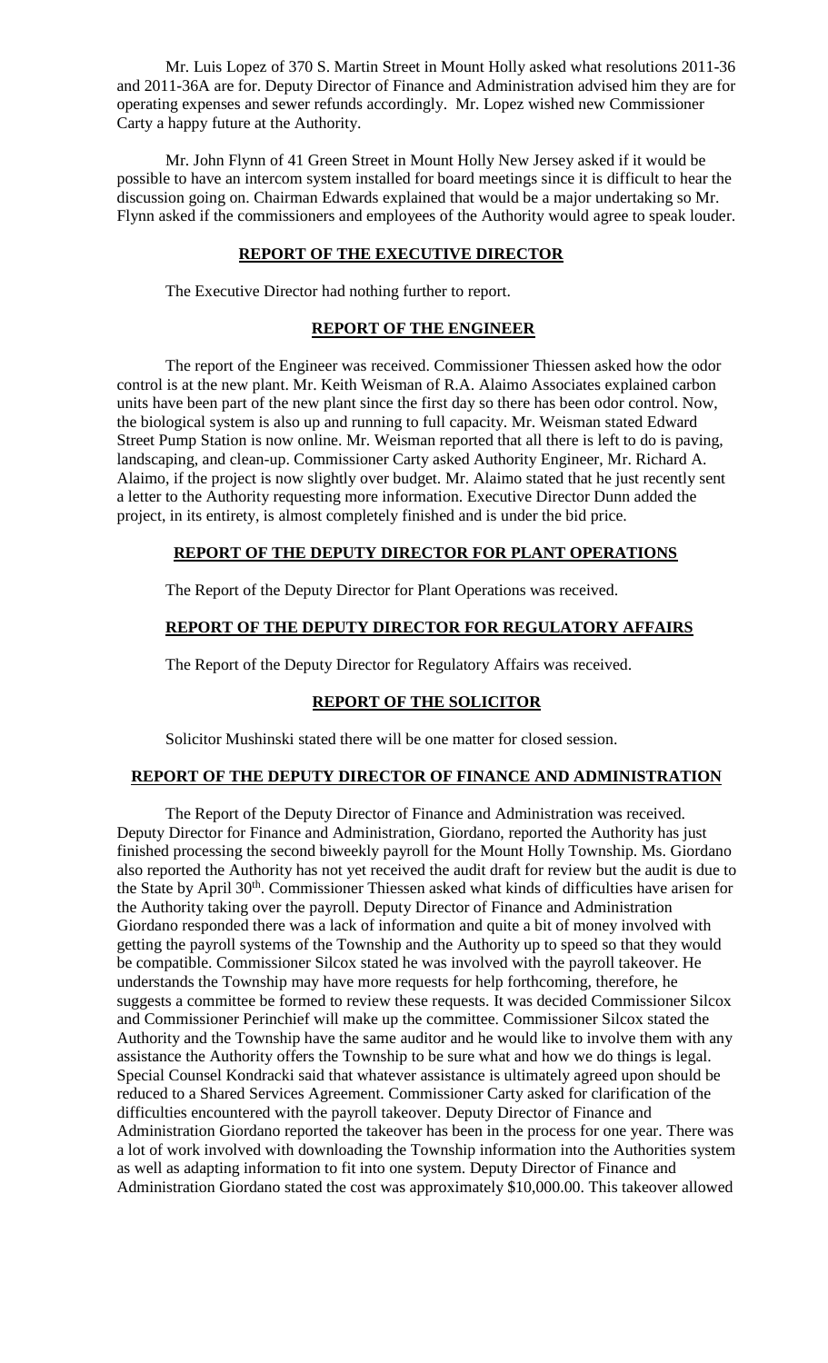Mr. Luis Lopez of 370 S. Martin Street in Mount Holly asked what resolutions 2011-36 and 2011-36A are for. Deputy Director of Finance and Administration advised him they are for operating expenses and sewer refunds accordingly. Mr. Lopez wished new Commissioner Carty a happy future at the Authority.

Mr. John Flynn of 41 Green Street in Mount Holly New Jersey asked if it would be possible to have an intercom system installed for board meetings since it is difficult to hear the discussion going on. Chairman Edwards explained that would be a major undertaking so Mr. Flynn asked if the commissioners and employees of the Authority would agree to speak louder.

## REPORT OF THE EXECUTIVE DIRECTOR

The Executive Director had nothing further to report.

## REPORT OF THE ENGINEER

The report of the Engineer was received. Commissioner Thiessen asked how the odor control is at the new plant. Mr. Keith Weisman of R.A. Alaimo Associates explained carbon units have been part of the new plant since the first day so there has been odor control. Now, the biological system is also up and running to full capacity. Mr. Weisman stated Edward Street Pump Station is now online. Mr. Weisman reported that all there is left to do is paving, landscaping, and clean-up. Commissioner Carty asked Authority Engineer, Mr. Richard A. Alaimo, if the project is now slightly over budget. Mr. Alaimo stated that he just recently sent a letter to the Authority requesting more information. Executive Director Dunn added the project, in its entirety, is almost completely finished and is under the bid price.

## REPORT OF THE DEPUTY DIRECTOR FOR PLANT OPERATIONS

The Report of the Deputy Director for Plant Operations was received.

## REPORT OF THE DEPUTY DIRECTOR FOR REGULATORY AFFAIRS

The Report of the Deputy Director for Regulatory Affairs was received.

## REPORT OF THE SOLICITOR

Solicitor Mushinski stated there will be one matter for closed session.

## REPORT OF THE DEPUTY DIRECTOR OF FINANCE AND ADMINISTRATION

The Report of the Deputy Director of Finance and Administration was received. Deputy Director for Finance and Administration, Giordano, reported the Authority has just finished processing the second biweekly payroll for the Mount Holly Township. Ms. Giordano also reported the Authority has not yet received the audit draft for review but the audit is due to the State by April 30th. Commissioner Thiessen asked what kinds of difficulties have arisen for the Authority taking over the payroll. Deputy Director of Finance and Administration Giordano responded there was a lack of information and quite a bit of money involved with getting the payroll systems of the Township and the Authority up to speed so that they would be compatible. Commissioner Silcox stated he was involved with the payroll takeover. He understands the Township may have more requests for help forthcoming, therefore, he suggests a committee be formed to review these requests. It was decided Commissioner Silcox and Commissioner Perinchief will make up the committee. Commissioner Silcox stated the Authority and the Township have the same auditor and he would like to involve them with any assistance the Authority offers the Township to be sure what and how we do things is legal. Special Counsel Kondracki said that whatever assistance is ultimately agreed upon should be reduced to a Shared Services Agreement. Commissioner Carty asked for clarification of the difficulties encountered with the payroll takeover. Deputy Director of Finance and Administration Giordano reported the takeover has been in the process for one year. There was a lot of work involved with downloading the Township information into the Authorities system as well as adapting information to fit into one system. Deputy Director of Finance and Administration Giordano stated the cost was approximately $10,000.00. This takeover allowed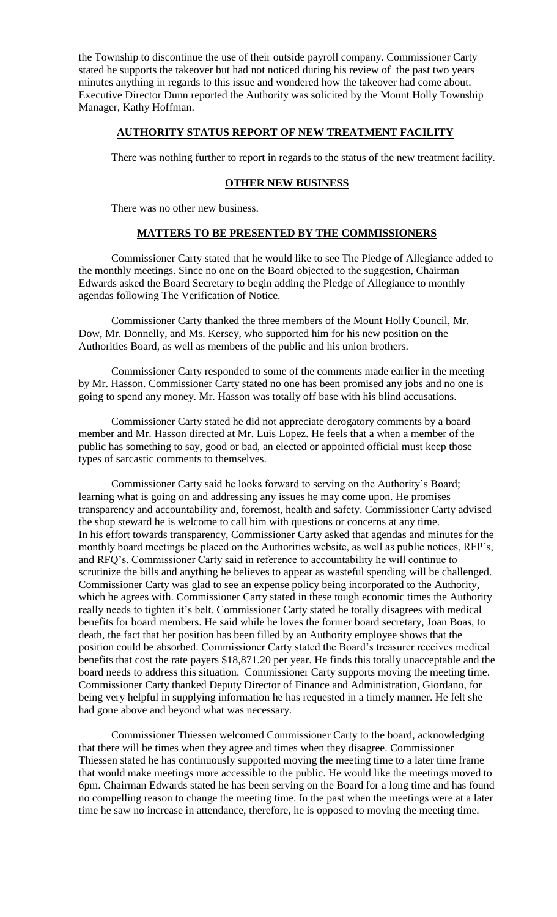the Township to discontinue the use of their outside payroll company. Commissioner Carty stated he supports the takeover but had not noticed during his review of the past two years minutes anything in regards to this issue and wondered how the takeover had come about. Executive Director Dunn reported the Authority was solicited by the Mount Holly Township Manager, Kathy Hoffman.

## **AUTHORITY STATUS REPORT OF NEW TREATMENT FACILITY**

There was nothing further to report in regards to the status of the new treatment facility.

## **OTHER NEW BUSINESS**

There was no other new business.

## **MATTERS TO BE PRESENTED BY THE COMMISSIONERS**

Commissioner Carty stated that he would like to see The Pledge of Allegiance added to the monthly meetings. Since no one on the Board objected to the suggestion, Chairman Edwards asked the Board Secretary to begin adding the Pledge of Allegiance to monthly agendas following The Verification of Notice.

Commissioner Carty thanked the three members of the Mount Holly Council, Mr. Dow, Mr. Donnelly, and Ms. Kersey, who supported him for his new position on the Authorities Board, as well as members of the public and his union brothers.

Commissioner Carty responded to some of the comments made earlier in the meeting by Mr. Hasson. Commissioner Carty stated no one has been promised any jobs and no one is going to spend any money. Mr. Hasson was totally off base with his blind accusations.

Commissioner Carty stated he did not appreciate derogatory comments by a board member and Mr. Hasson directed at Mr. Luis Lopez. He feels that a when a member of the public has something to say, good or bad, an elected or appointed official must keep those types of sarcastic comments to themselves.

Commissioner Carty said he looks forward to serving on the Authority's Board; learning what is going on and addressing any issues he may come upon. He promises transparency and accountability and, foremost, health and safety. Commissioner Carty advised the shop steward he is welcome to call him with questions or concerns at any time. In his effort towards transparency, Commissioner Carty asked that agendas and minutes for the monthly board meetings be placed on the Authorities website, as well as public notices, RFP's, and RFQ's. Commissioner Carty said in reference to accountability he will continue to scrutinize the bills and anything he believes to appear as wasteful spending will be challenged. Commissioner Carty was glad to see an expense policy being incorporated to the Authority, which he agrees with. Commissioner Carty stated in these tough economic times the Authority really needs to tighten it's belt. Commissioner Carty stated he totally disagrees with medical benefits for board members. He said while he loves the former board secretary, Joan Boas, to death, the fact that her position has been filled by an Authority employee shows that the position could be absorbed. Commissioner Carty stated the Board's treasurer receives medical benefits that cost the rate payers $18,871.20 per year. He finds this totally unacceptable and the board needs to address this situation. Commissioner Carty supports moving the meeting time. Commissioner Carty thanked Deputy Director of Finance and Administration, Giordano, for being very helpful in supplying information he has requested in a timely manner. He felt she had gone above and beyond what was necessary.

Commissioner Thiessen welcomed Commissioner Carty to the board, acknowledging that there will be times when they agree and times when they disagree. Commissioner Thiessen stated he has continuously supported moving the meeting time to a later time frame that would make meetings more accessible to the public. He would like the meetings moved to 6pm. Chairman Edwards stated he has been serving on the Board for a long time and has found no compelling reason to change the meeting time. In the past when the meetings were at a later time he saw no increase in attendance, therefore, he is opposed to moving the meeting time.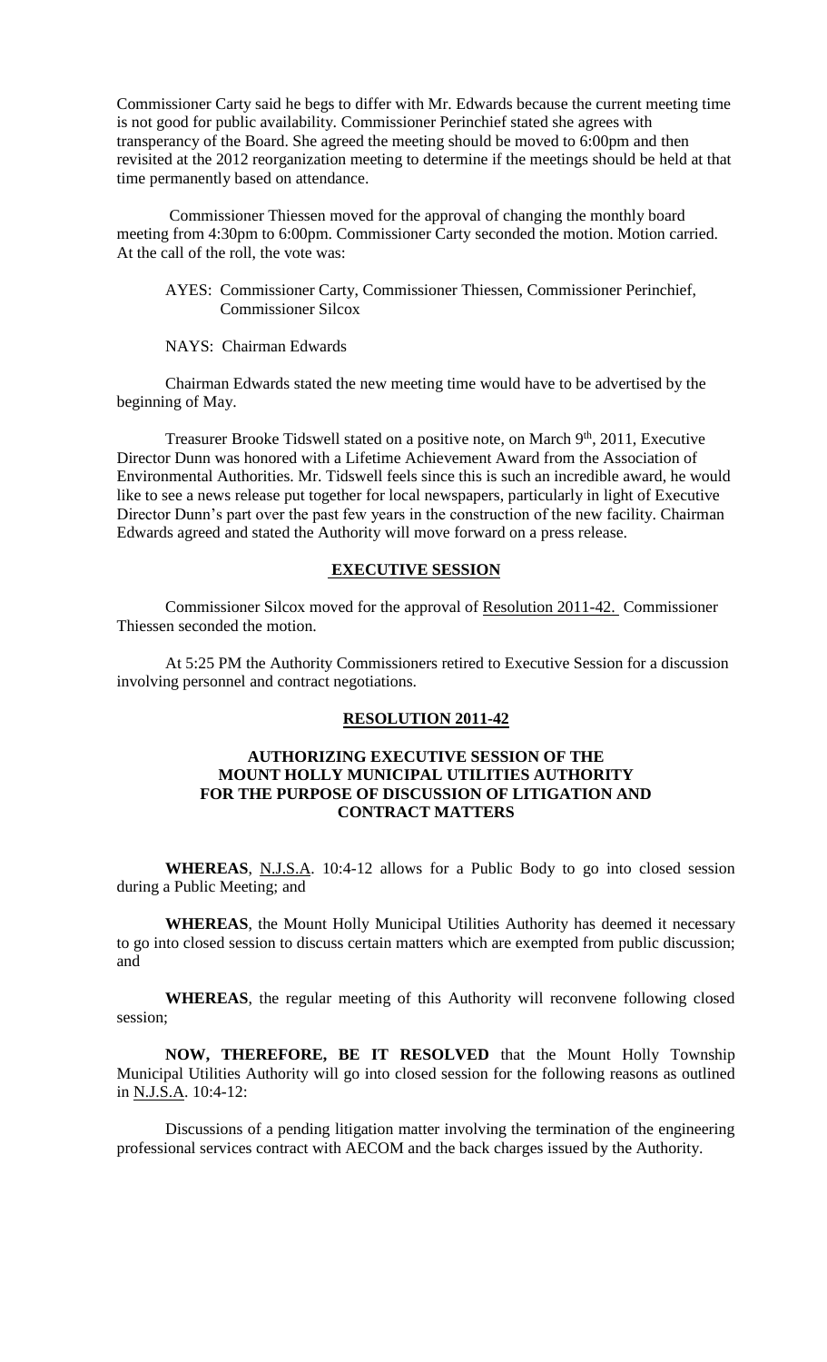Commissioner Carty said he begs to differ with Mr. Edwards because the current meeting time is not good for public availability. Commissioner Perinchief stated she agrees with transperancy of the Board. She agreed the meeting should be moved to 6:00pm and then revisited at the 2012 reorganization meeting to determine if the meetings should be held at that time permanently based on attendance.

Commissioner Thiessen moved for the approval of changing the monthly board meeting from 4:30pm to 6:00pm. Commissioner Carty seconded the motion. Motion carried. At the call of the roll, the vote was:

AYES: Commissioner Carty, Commissioner Thiessen, Commissioner Perinchief, Commissioner Silcox

NAYS: Chairman Edwards

Chairman Edwards stated the new meeting time would have to be advertised by the beginning of May.

Treasurer Brooke Tidswell stated on a positive note, on March 9th, 2011, Executive Director Dunn was honored with a Lifetime Achievement Award from the Association of Environmental Authorities. Mr. Tidswell feels since this is such an incredible award, he would like to see a news release put together for local newspapers, particularly in light of Executive Director Dunn's part over the past few years in the construction of the new facility. Chairman Edwards agreed and stated the Authority will move forward on a press release.

## EXECUTIVE SESSION

Commissioner Silcox moved for the approval of Resolution 2011-42. Commissioner Thiessen seconded the motion.

At 5:25 PM the Authority Commissioners retired to Executive Session for a discussion involving personnel and contract negotiations.

## RESOLUTION 2011-42

### AUTHORIZING EXECUTIVE SESSION OF THE MOUNT HOLLY MUNICIPAL UTILITIES AUTHORITY FOR THE PURPOSE OF DISCUSSION OF LITIGATION AND CONTRACT MATTERS

**WHEREAS**, N.J.S.A. 10:4-12 allows for a Public Body to go into closed session during a Public Meeting; and

**WHEREAS**, the Mount Holly Municipal Utilities Authority has deemed it necessary to go into closed session to discuss certain matters which are exempted from public discussion; and

**WHEREAS**, the regular meeting of this Authority will reconvene following closed session;

**NOW, THEREFORE, BE IT RESOLVED** that the Mount Holly Township Municipal Utilities Authority will go into closed session for the following reasons as outlined in N.J.S.A. 10:4-12:

Discussions of a pending litigation matter involving the termination of the engineering professional services contract with AECOM and the back charges issued by the Authority.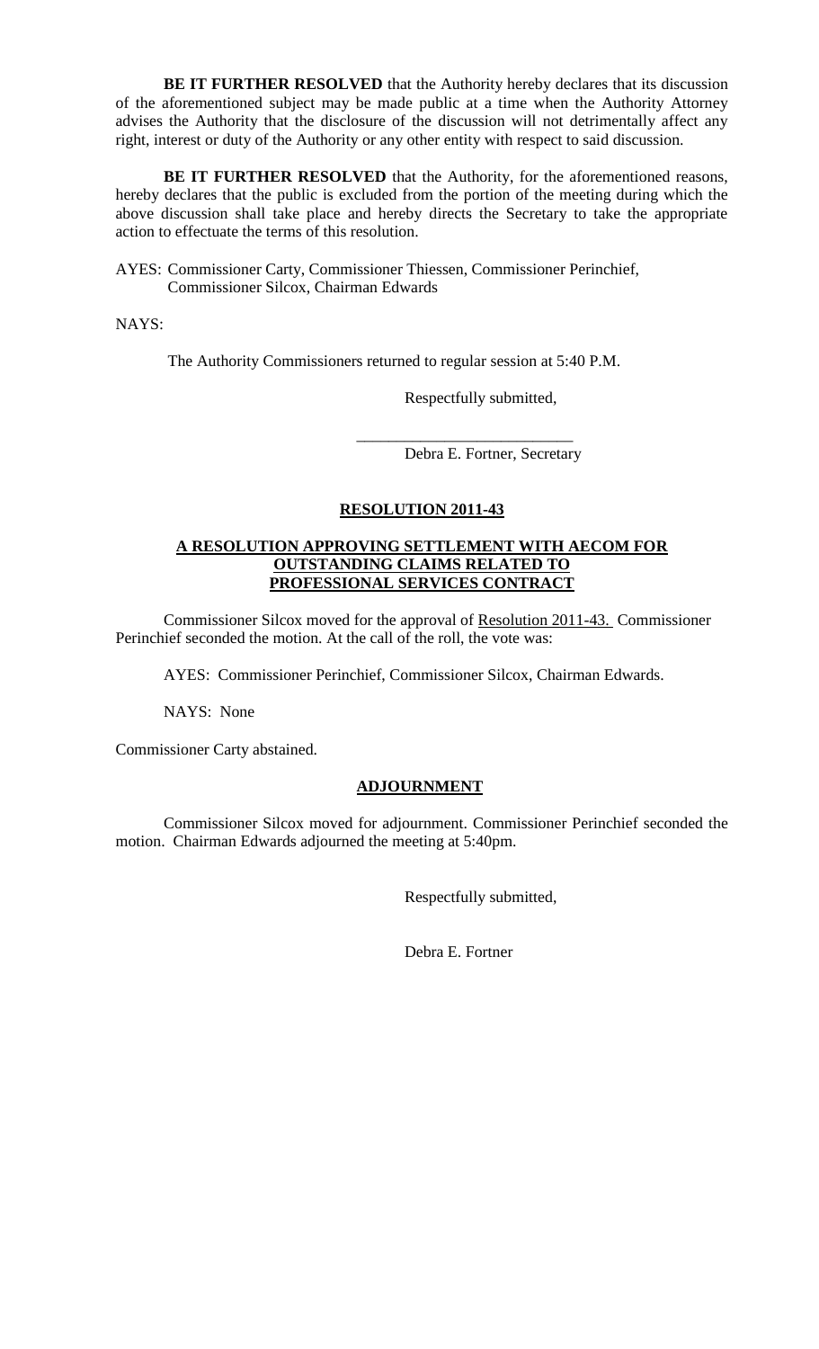**BE IT FURTHER RESOLVED** that the Authority hereby declares that its discussion of the aforementioned subject may be made public at a time when the Authority Attorney advises the Authority that the disclosure of the discussion will not detrimentally affect any right, interest or duty of the Authority or any other entity with respect to said discussion.

**BE IT FURTHER RESOLVED** that the Authority, for the aforementioned reasons, hereby declares that the public is excluded from the portion of the meeting during which the above discussion shall take place and hereby directs the Secretary to take the appropriate action to effectuate the terms of this resolution.

AYES: Commissioner Carty, Commissioner Thiessen, Commissioner Perinchief, Commissioner Silcox, Chairman Edwards

NAYS:

The Authority Commissioners returned to regular session at 5:40 P.M.

Respectfully submitted,

\_\_\_\_\_\_\_\_\_\_\_\_\_\_\_\_\_\_\_\_\_\_\_\_\_\_\_

Debra E. Fortner, Secretary

**RESOLUTION 2011-43**

**A RESOLUTION APPROVING SETTLEMENT WITH AECOM FOR OUTSTANDING CLAIMS RELATED TO PROFESSIONAL SERVICES CONTRACT**

Commissioner Silcox moved for the approval of Resolution 2011-43. Commissioner Perinchief seconded the motion. At the call of the roll, the vote was:

AYES: Commissioner Perinchief, Commissioner Silcox, Chairman Edwards.

NAYS: None

Commissioner Carty abstained.

**ADJOURNMENT**

Commissioner Silcox moved for adjournment. Commissioner Perinchief seconded the motion. Chairman Edwards adjourned the meeting at 5:40pm.

Respectfully submitted,

Debra E. Fortner